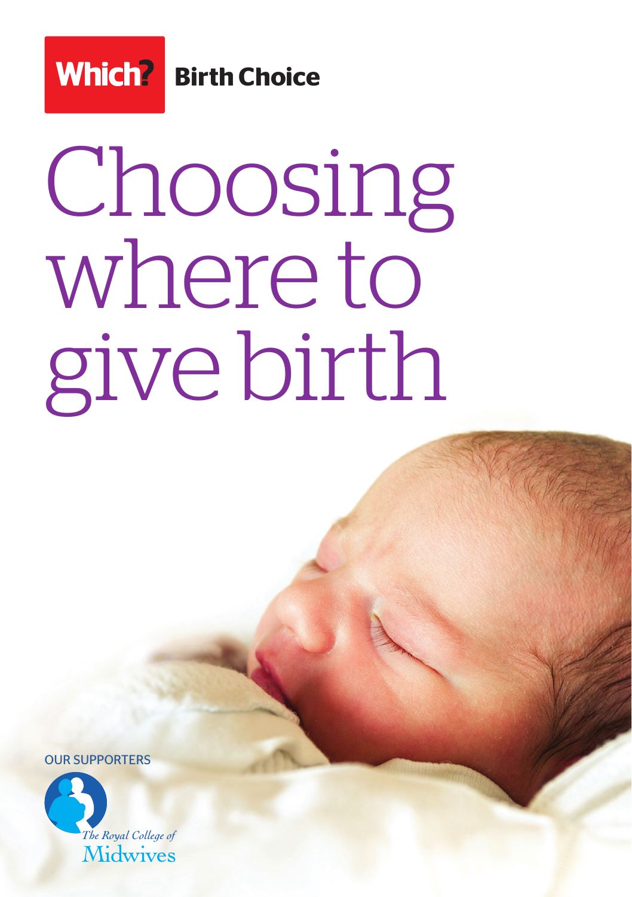**Which? Birth Choice**

# Choosing where to give birth

OUR SUPPORTERS

The Royal College of Midwives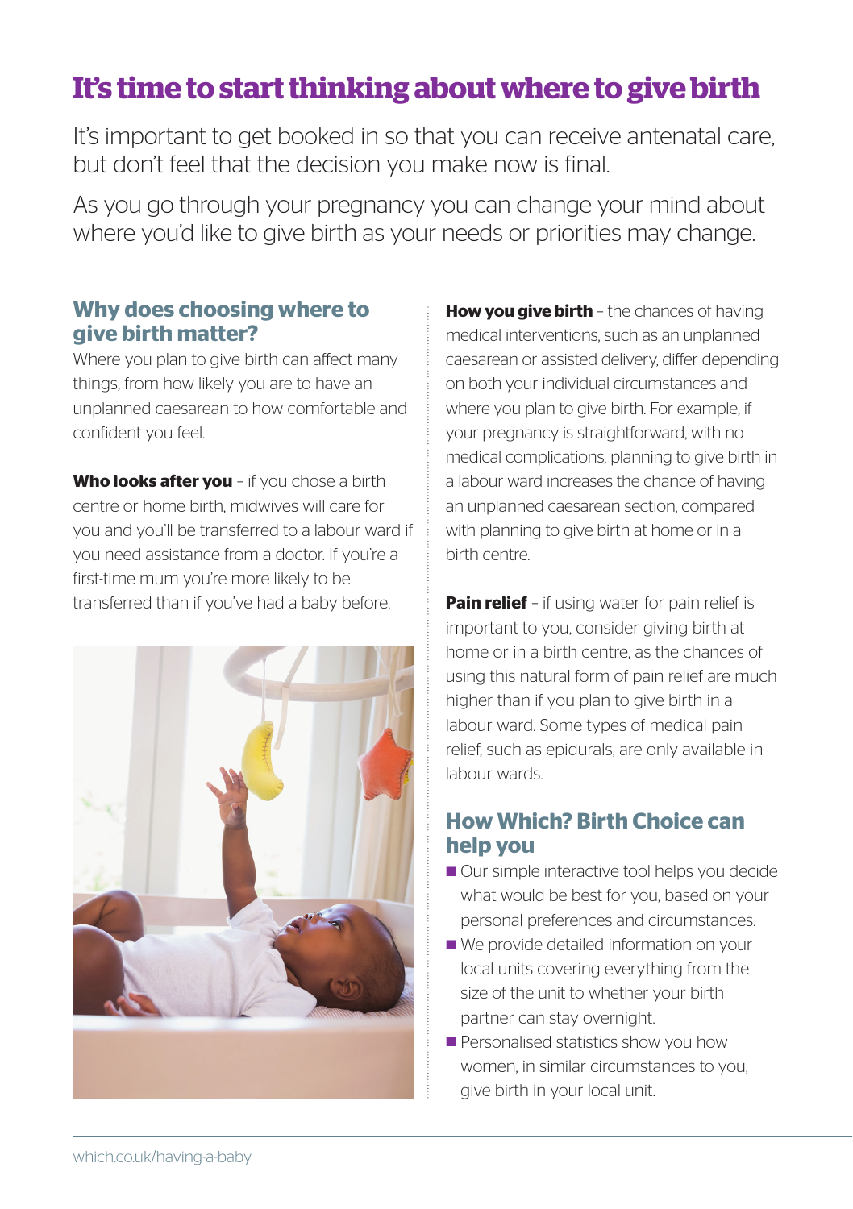# It's time to start thinking about where to give birth

It's important to get booked in so that you can receive antenatal care, but don't feel that the decision you make now is final.

As you go through your pregnancy you can change your mind about where you'd like to give birth as your needs or priorities may change.

## Why does choosing where to give birth matter?

Where you plan to give birth can affect many things, from how likely you are to have an unplanned caesarean to how comfortable and confident you feel.

**Who looks after you** – if you chose a birth centre or home birth, midwives will care for you and you'll be transferred to a labour ward if you need assistance from a doctor. If you're a first-time mum you're more likely to be transferred than if you've had a baby before.

**How you give birth** – the chances of having medical interventions, such as an unplanned caesarean or assisted delivery, differ depending on both your individual circumstances and where you plan to give birth. For example, if your pregnancy is straightforward, with no medical complications, planning to give birth in a labour ward increases the chance of having an unplanned caesarean section, compared with planning to give birth at home or in a birth centre.

**Pain relief** – if using water for pain relief is important to you, consider giving birth at home or in a birth centre, as the chances of using this natural form of pain relief are much higher than if you plan to give birth in a labour ward. Some types of medical pain relief, such as epidurals, are only available in labour wards.

## How Which? Birth Choice can help you

- Our simple interactive tool helps you decide what would be best for you, based on your personal preferences and circumstances.
- We provide detailed information on your local units covering everything from the size of the unit to whether your birth partner can stay overnight.
- Personalised statistics show you how women, in similar circumstances to you, give birth in your local unit.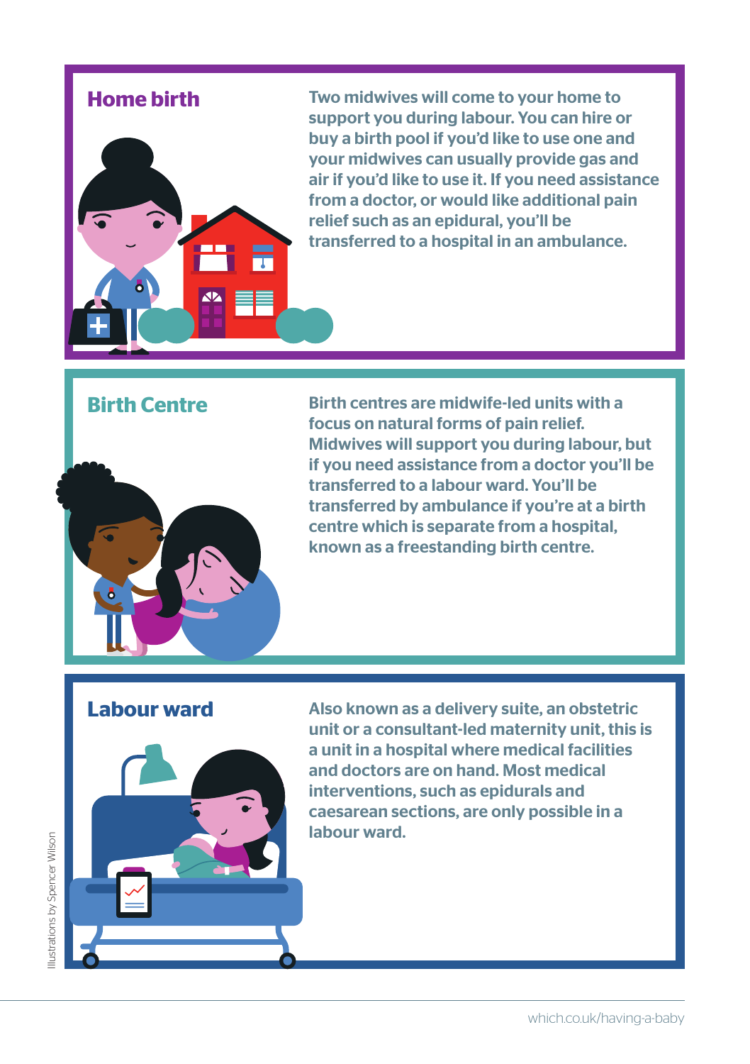## Home birth

Two midwives will come to your home to support you during labour. You can hire or buy a birth pool if you'd like to use one and your midwives can usually provide gas and air if you'd like to use it. If you need assistance from a doctor, or would like additional pain relief such as an epidural, you'll be transferred to a hospital in an ambulance.

## Birth Centre

Birth centres are midwife-led units with a focus on natural forms of pain relief. Midwives will support you during labour, but if you need assistance from a doctor you'll be transferred to a labour ward. You'll be transferred by ambulance if you're at a birth centre which is separate from a hospital, known as a freestanding birth centre.

## Labour ward

Also known as a delivery suite, an obstetric unit or a consultant-led maternity unit, this is a unit in a hospital where medical facilities and doctors are on hand. Most medical interventions, such as epidurals and caesarean sections, are only possible in a labour ward.

Illustrations by Spencer Wilson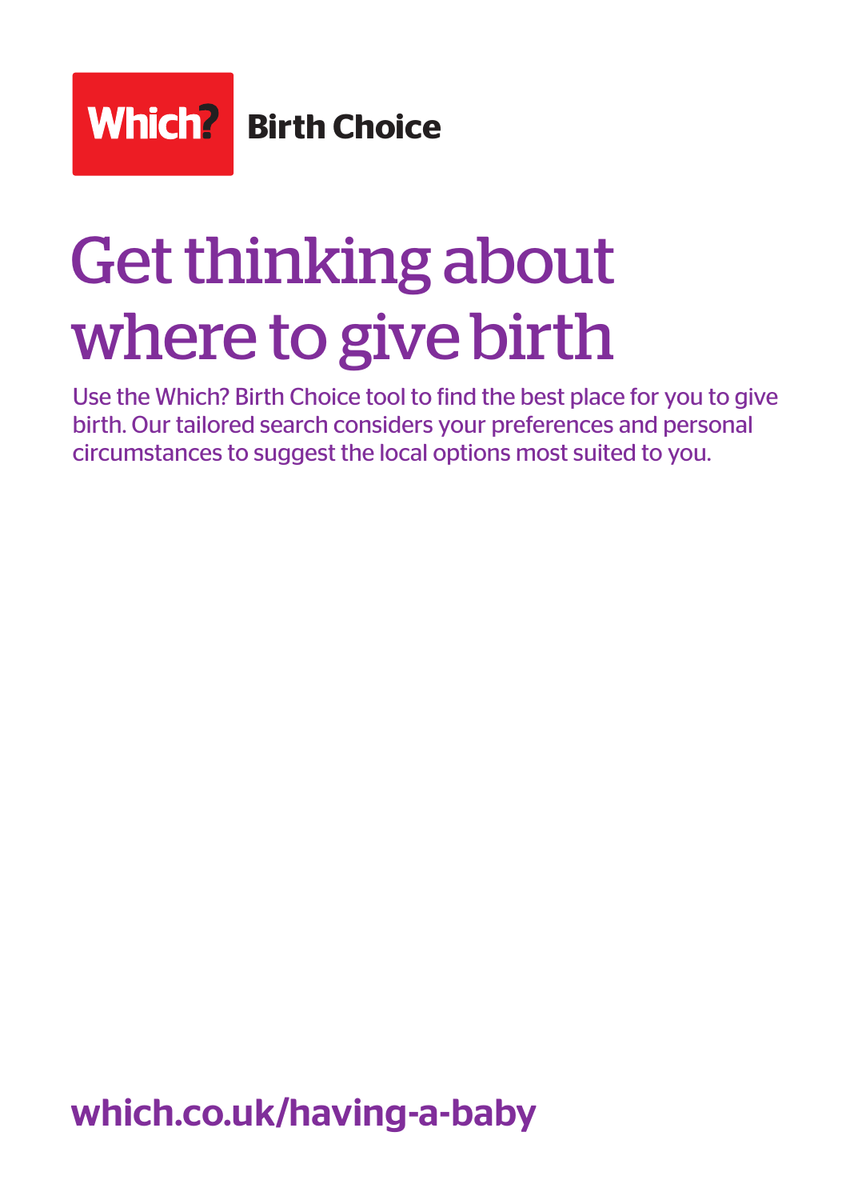**Which? Birth Choice**

# Get thinking about where to give birth

Use the Which? Birth Choice tool to find the best place for you to give birth. Our tailored search considers your preferences and personal circumstances to suggest the local options most suited to you.

**which.co.uk/having-a-baby**